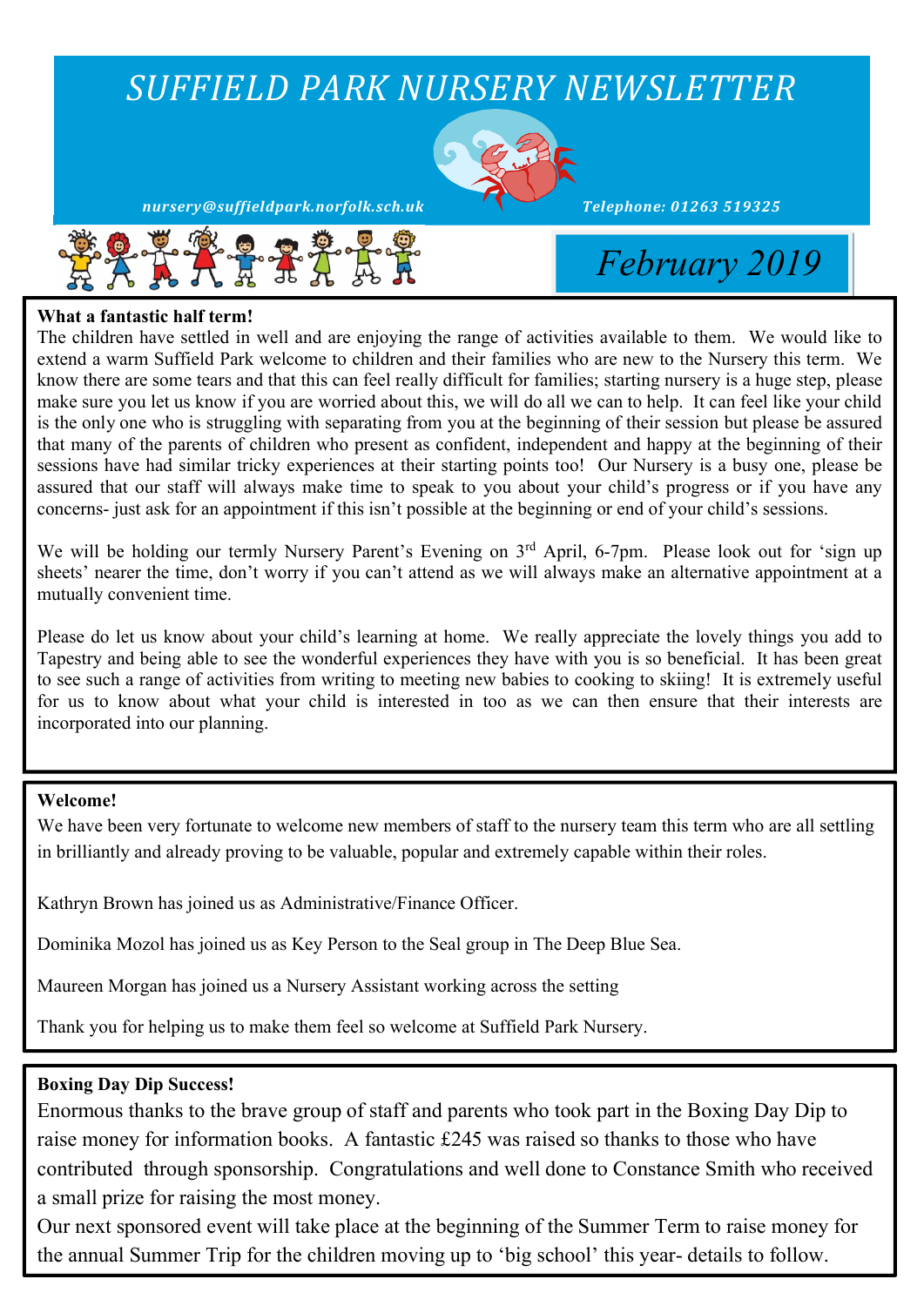# SUFFIELD PARK NURSERY NEWSLETTER

*nursery@suffieldpark.norfolk.sch.uk*

*Telephone: 01263 519325*

## February 2019

**What a fantastic half term!**

The children have settled in well and are enjoying the range of activities available to them. We would like to extend a warm Suffield Park welcome to children and their families who are new to the Nursery this term. We know there are some tears and that this can feel really difficult for families; starting nursery is a huge step, please make sure you let us know if you are worried about this, we will do all we can to help. It can feel like your child is the only one who is struggling with separating from you at the beginning of their session but please be assured that many of the parents of children who present as confident, independent and happy at the beginning of their sessions have had similar tricky experiences at their starting points too! Our Nursery is a busy one, please be assured that our staff will always make time to speak to you about your child's progress or if you have any concerns- just ask for an appointment if this isn't possible at the beginning or end of your child's sessions.

We will be holding our termly Nursery Parent's Evening on 3rd April, 6-7pm. Please look out for 'sign up sheets' nearer the time, don't worry if you can't attend as we will always make an alternative appointment at a mutually convenient time.

Please do let us know about your child's learning at home. We really appreciate the lovely things you add to Tapestry and being able to see the wonderful experiences they have with you is so beneficial. It has been great to see such a range of activities from writing to meeting new babies to cooking to skiing! It is extremely useful for us to know about what your child is interested in too as we can then ensure that their interests are incorporated into our planning.

**Welcome!**

We have been very fortunate to welcome new members of staff to the nursery team this term who are all settling in brilliantly and already proving to be valuable, popular and extremely capable within their roles.

Kathryn Brown has joined us as Administrative/Finance Officer.

Dominika Mozol has joined us as Key Person to the Seal group in The Deep Blue Sea.

Maureen Morgan has joined us a Nursery Assistant working across the setting

Thank you for helping us to make them feel so welcome at Suffield Park Nursery.

**Boxing Day Dip Success!**

Enormous thanks to the brave group of staff and parents who took part in the Boxing Day Dip to raise money for information books. A fantastic £245 was raised so thanks to those who have contributed through sponsorship. Congratulations and well done to Constance Smith who received a small prize for raising the most money.

Our next sponsored event will take place at the beginning of the Summer Term to raise money for the annual Summer Trip for the children moving up to 'big school' this year- details to follow.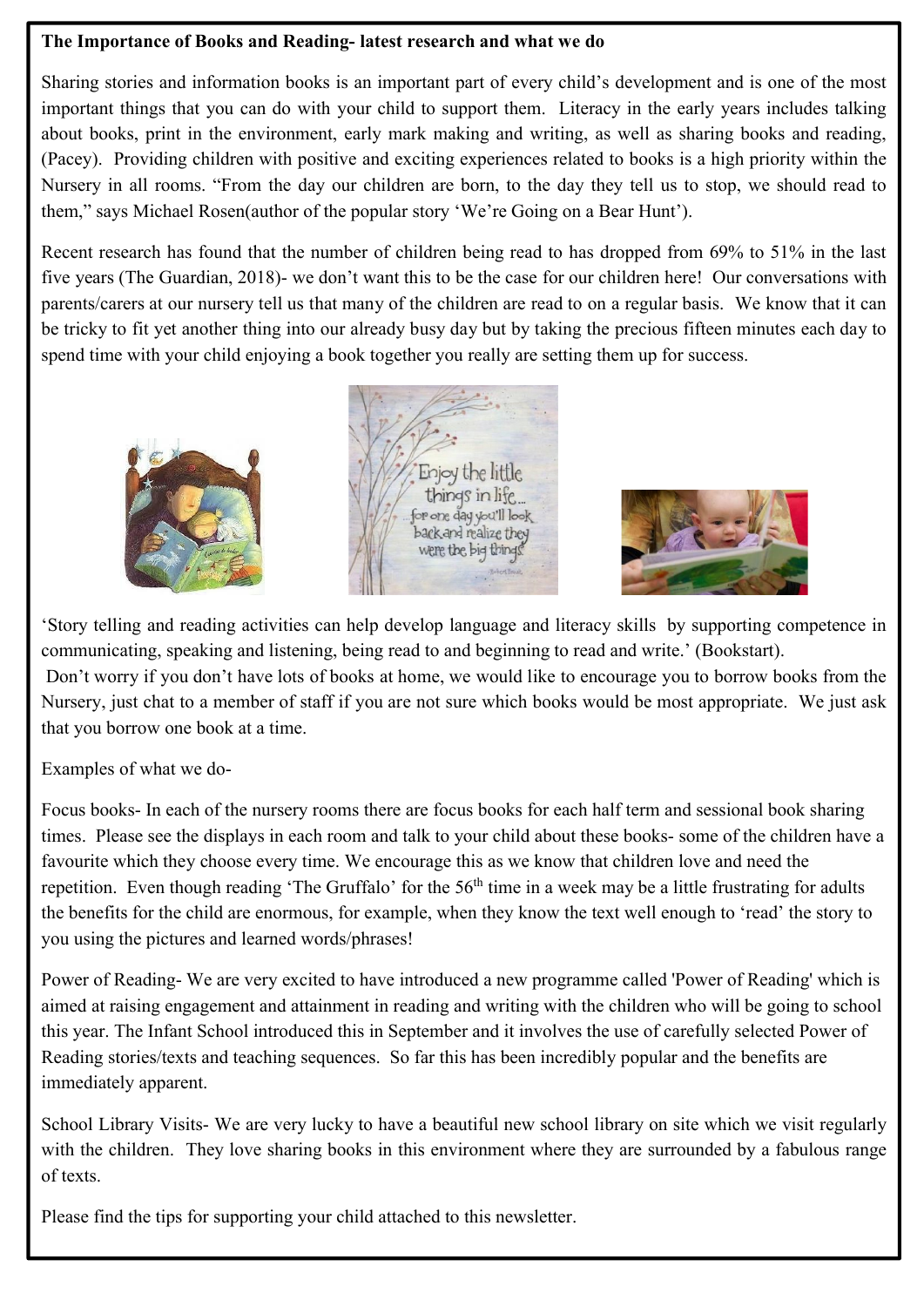**The Importance of Books and Reading- latest research and what we do**

Sharing stories and information books is an important part of every child's development and is one of the most important things that you can do with your child to support them. Literacy in the early years includes talking about books, print in the environment, early mark making and writing, as well as sharing books and reading, (Pacey). Providing children with positive and exciting experiences related to books is a high priority within the Nursery in all rooms. "From the day our children are born, to the day they tell us to stop, we should read to them," says Michael Rosen(author of the popular story 'We're Going on a Bear Hunt').

Recent research has found that the number of children being read to has dropped from 69% to 51% in the last five years (The Guardian, 2018)- we don't want this to be the case for our children here! Our conversations with parents/carers at our nursery tell us that many of the children are read to on a regular basis. We know that it can be tricky to fit yet another thing into our already busy day but by taking the precious fifteen minutes each day to spend time with your child enjoying a book together you really are setting them up for success.

'Story telling and reading activities can help develop language and literacy skills by supporting competence in communicating, speaking and listening, being read to and beginning to read and write.' (Bookstart).

Don't worry if you don't have lots of books at home, we would like to encourage you to borrow books from the Nursery, just chat to a member of staff if you are not sure which books would be most appropriate. We just ask that you borrow one book at a time.

Examples of what we do-

Focus books- In each of the nursery rooms there are focus books for each half term and sessional book sharing times. Please see the displays in each room and talk to your child about these books- some of the children have a favourite which they choose every time. We encourage this as we know that children love and need the repetition. Even though reading 'The Gruffalo' for the 56th time in a week may be a little frustrating for adults the benefits for the child are enormous, for example, when they know the text well enough to 'read' the story to you using the pictures and learned words/phrases!

Power of Reading- We are very excited to have introduced a new programme called 'Power of Reading' which is aimed at raising engagement and attainment in reading and writing with the children who will be going to school this year. The Infant School introduced this in September and it involves the use of carefully selected Power of Reading stories/texts and teaching sequences. So far this has been incredibly popular and the benefits are immediately apparent.

School Library Visits- We are very lucky to have a beautiful new school library on site which we visit regularly with the children. They love sharing books in this environment where they are surrounded by a fabulous range of texts.

Please find the tips for supporting your child attached to this newsletter.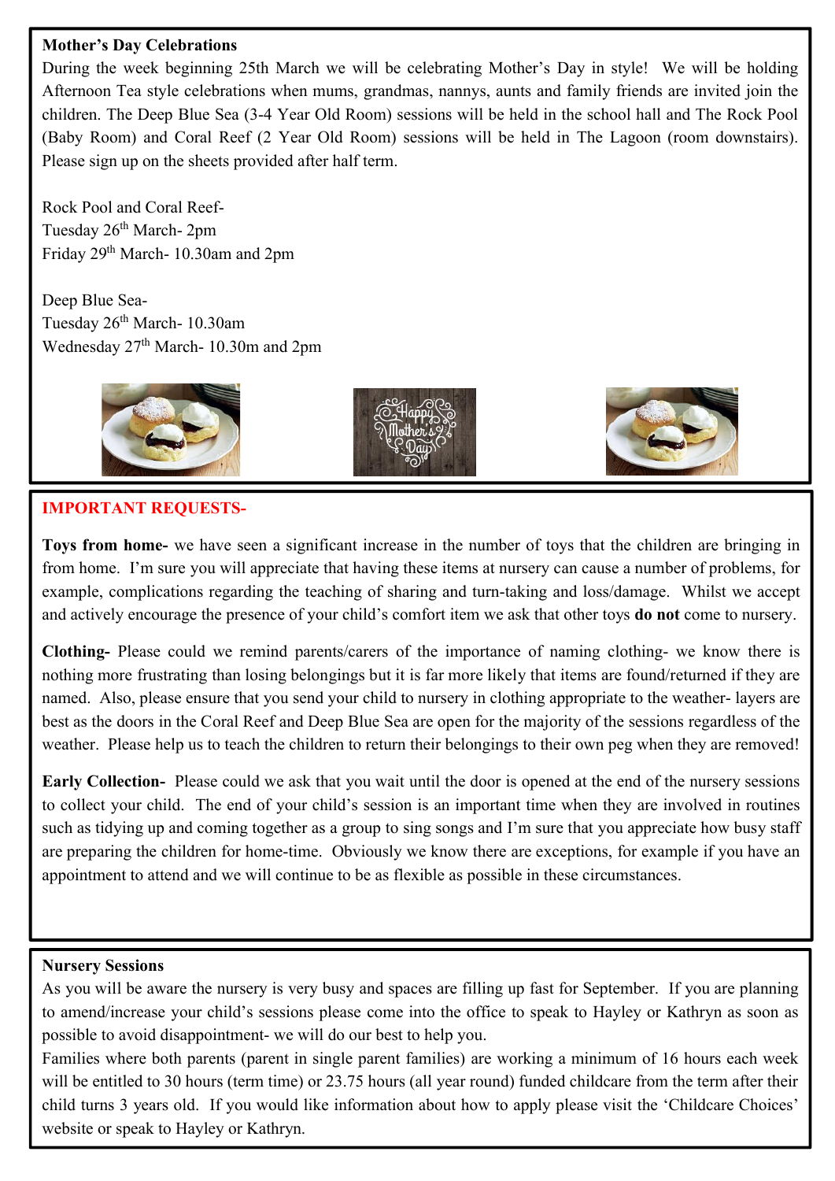**Mother's Day Celebrations**

During the week beginning 25th March we will be celebrating Mother's Day in style! We will be holding Afternoon Tea style celebrations when mums, grandmas, nannys, aunts and family friends are invited join the children. The Deep Blue Sea (3-4 Year Old Room) sessions will be held in the school hall and The Rock Pool (Baby Room) and Coral Reef (2 Year Old Room) sessions will be held in The Lagoon (room downstairs). Please sign up on the sheets provided after half term.

Rock Pool and Coral Reef-
Tuesday 26th March- 2pm
Friday 29th March- 10.30am and 2pm

Deep Blue Sea-
Tuesday 26th March- 10.30am
Wednesday 27th March- 10.30m and 2pm

**IMPORTANT REQUESTS-**

**Toys from home-** we have seen a significant increase in the number of toys that the children are bringing in from home. I'm sure you will appreciate that having these items at nursery can cause a number of problems, for example, complications regarding the teaching of sharing and turn-taking and loss/damage. Whilst we accept and actively encourage the presence of your child's comfort item we ask that other toys **do not** come to nursery.

**Clothing-** Please could we remind parents/carers of the importance of naming clothing- we know there is nothing more frustrating than losing belongings but it is far more likely that items are found/returned if they are named. Also, please ensure that you send your child to nursery in clothing appropriate to the weather- layers are best as the doors in the Coral Reef and Deep Blue Sea are open for the majority of the sessions regardless of the weather. Please help us to teach the children to return their belongings to their own peg when they are removed!

**Early Collection-** Please could we ask that you wait until the door is opened at the end of the nursery sessions to collect your child. The end of your child's session is an important time when they are involved in routines such as tidying up and coming together as a group to sing songs and I'm sure that you appreciate how busy staff are preparing the children for home-time. Obviously we know there are exceptions, for example if you have an appointment to attend and we will continue to be as flexible as possible in these circumstances.

**Nursery Sessions**

As you will be aware the nursery is very busy and spaces are filling up fast for September. If you are planning to amend/increase your child's sessions please come into the office to speak to Hayley or Kathryn as soon as possible to avoid disappointment- we will do our best to help you.

Families where both parents (parent in single parent families) are working a minimum of 16 hours each week will be entitled to 30 hours (term time) or 23.75 hours (all year round) funded childcare from the term after their child turns 3 years old. If you would like information about how to apply please visit the 'Childcare Choices' website or speak to Hayley or Kathryn.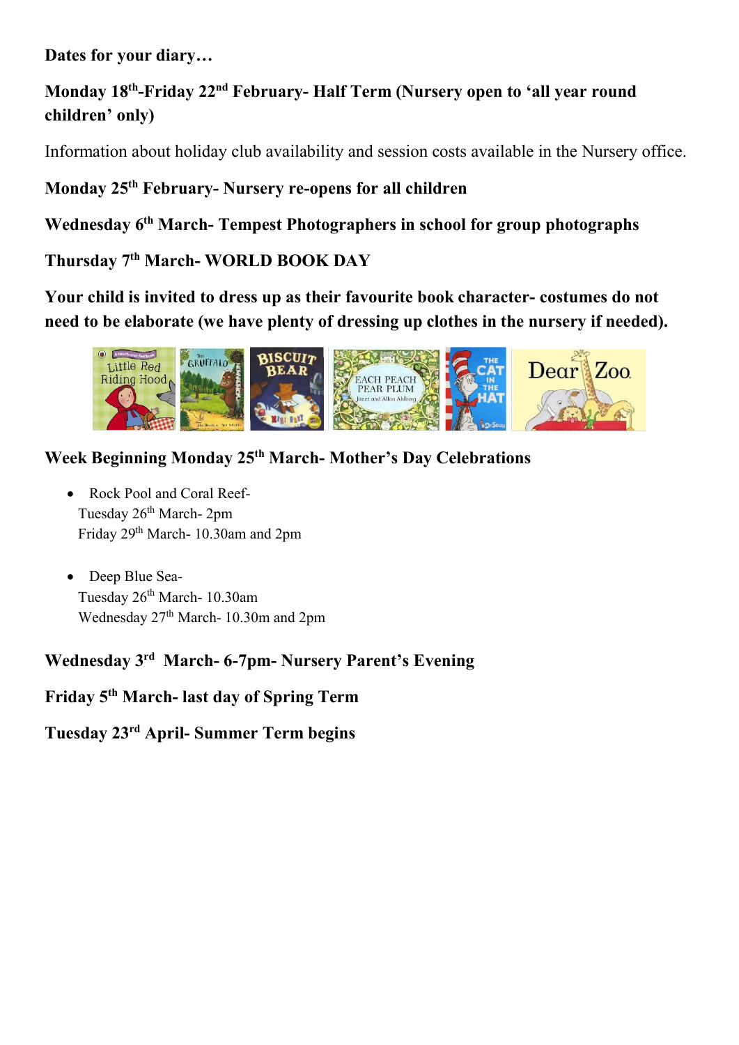**Dates for your diary…**

**Monday 18th-Friday 22nd February- Half Term (Nursery open to 'all year round children' only)**

Information about holiday club availability and session costs available in the Nursery office.

**Monday 25th February- Nursery re-opens for all children**

**Wednesday 6th March- Tempest Photographers in school for group photographs**

**Thursday 7th March- WORLD BOOK DAY**

**Your child is invited to dress up as their favourite book character- costumes do not need to be elaborate (we have plenty of dressing up clothes in the nursery if needed).**

**Week Beginning Monday 25th March- Mother's Day Celebrations**

- Rock Pool and Coral Reef-
  Tuesday 26th March- 2pm
  Friday 29th March- 10.30am and 2pm

- Deep Blue Sea-
  Tuesday 26th March- 10.30am
  Wednesday 27th March- 10.30m and 2pm

**Wednesday 3rd March- 6-7pm- Nursery Parent's Evening**

**Friday 5th March- last day of Spring Term**

**Tuesday 23rd April- Summer Term begins**